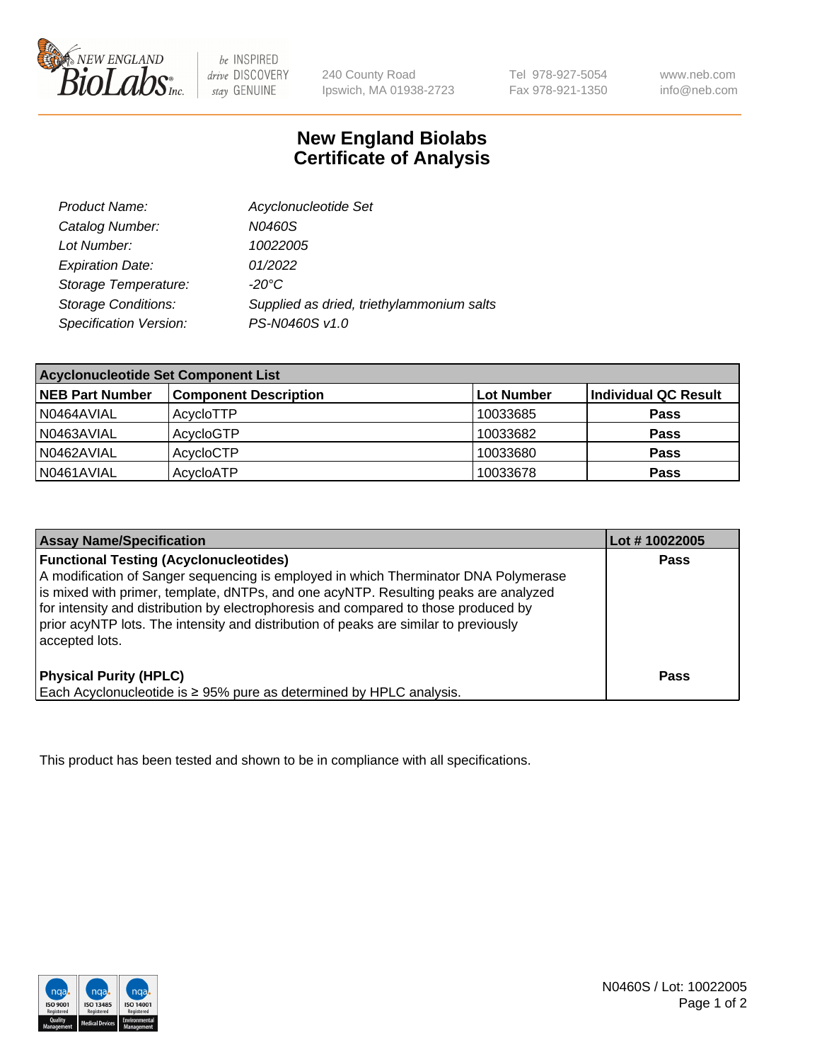NEW ENGLAND BioLabs Inc.

be INSPIRED
drive DISCOVERY
stay GENUINE

240 County Road
Ipswich, MA 01938-2723

Tel 978-927-5054
Fax 978-921-1350

www.neb.com
info@neb.com

# New England Biolabs
# Certificate of Analysis

| | |
|---|---|
| *Product Name:* | *Acyclonucleotide Set* |
| *Catalog Number:* | *N0460S* |
| *Lot Number:* | *10022005* |
| *Expiration Date:* | *01/2022* |
| *Storage Temperature:* | *-20°C* |
| *Storage Conditions:* | *Supplied as dried, triethylammonium salts* |
| *Specification Version:* | *PS-N0460S v1.0* |

| **Acyclonucleotide Set Component List** | | | |
|---|---|---|---|
| **NEB Part Number** | **Component Description** | **Lot Number** | **Individual QC Result** |
| N0464AVIAL | AcycloTTP | 10033685 | **Pass** |
| N0463AVIAL | AcycloGTP | 10033682 | **Pass** |
| N0462AVIAL | AcycloCTP | 10033680 | **Pass** |
| N0461AVIAL | AcycloATP | 10033678 | **Pass** |

| **Assay Name/Specification** | **Lot # 10022005** |
|---|---|
| **Functional Testing (Acyclonucleotides)** A modification of Sanger sequencing is employed in which Therminator DNA Polymerase is mixed with primer, template, dNTPs, and one acyNTP. Resulting peaks are analyzed for intensity and distribution by electrophoresis and compared to those produced by prior acyNTP lots. The intensity and distribution of peaks are similar to previously accepted lots. | **Pass** |
| **Physical Purity (HPLC)** Each Acyclonucleotide is ≥ 95% pure as determined by HPLC analysis. | **Pass** |

This product has been tested and shown to be in compliance with all specifications.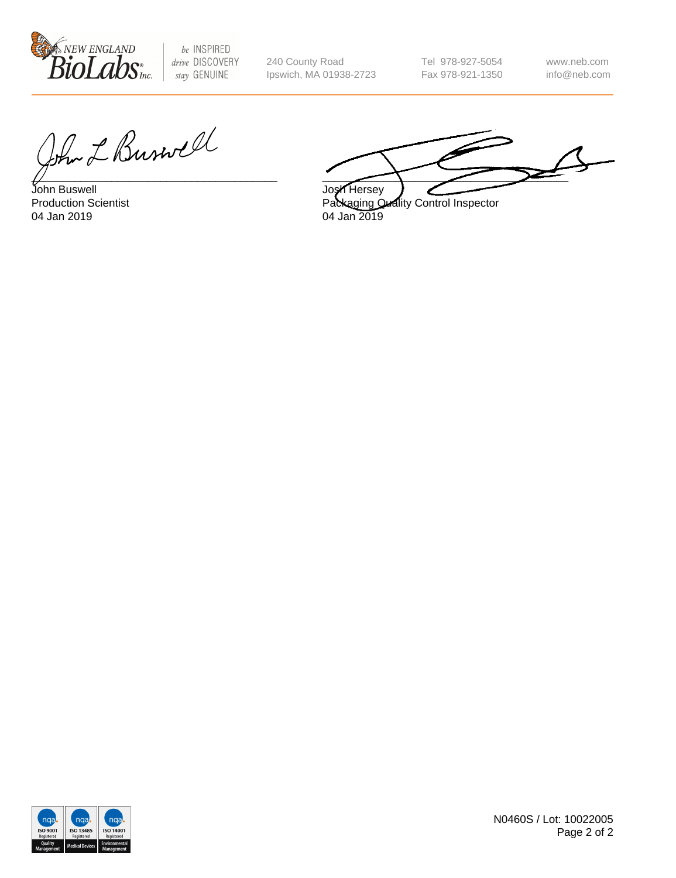John Buswell
Production Scientist
04 Jan 2019

Josh Hersey
Packaging Quality Control Inspector
04 Jan 2019

N0460S / Lot: 10022005